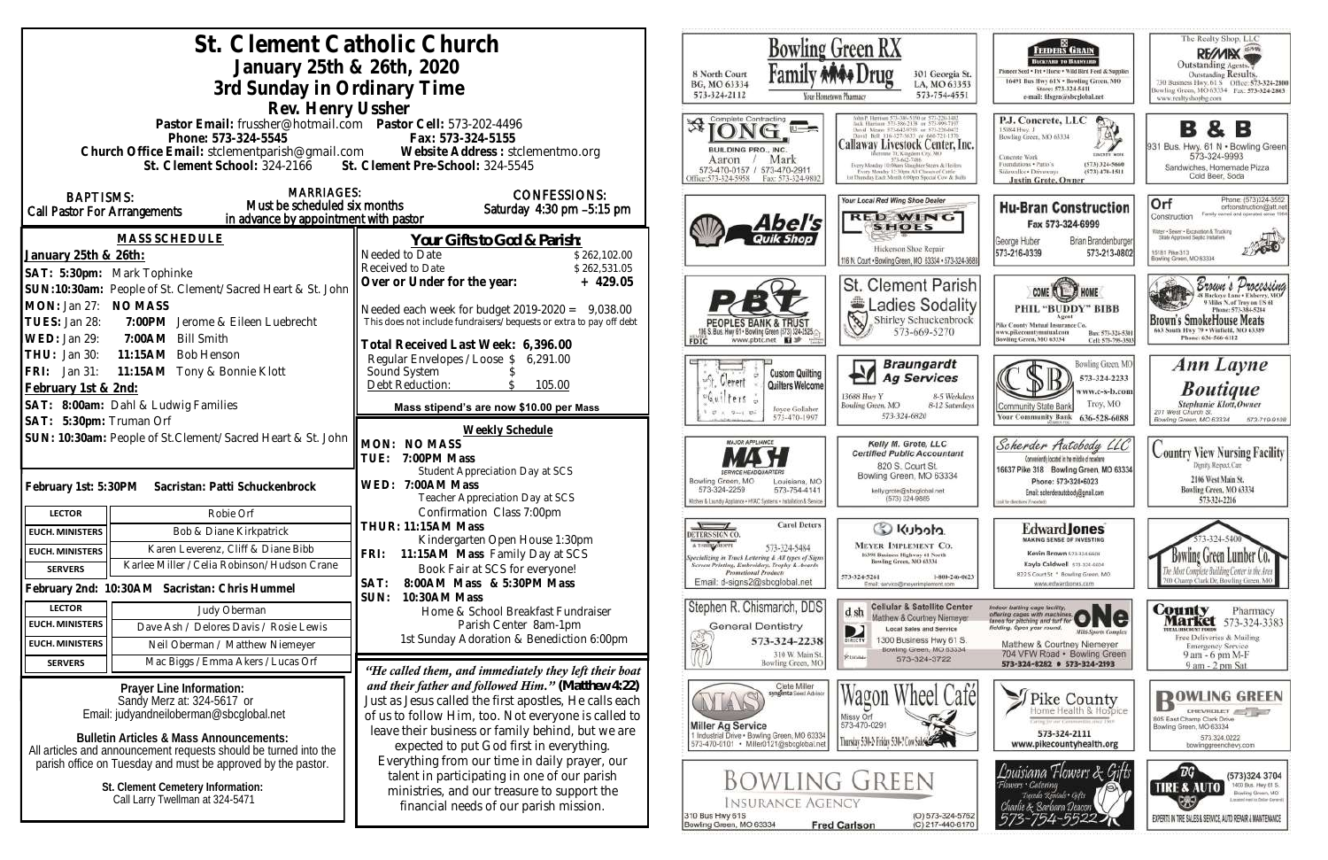# St. Clement Catholic Church

## January 25th & 26th, 2020

## 3rd Sunday in Ordinary Time

### Rev. Henry Ussher

**Pastor Email:** frussher@hotmail.com **Pastor Cell:** 573-202-4496
**Phone:** 573-324-5545 **Fax:** 573-324-5155
**Church Office Email:** stclementparish@gmail.com **Website Address :** stclementmo.org
**St. Clement School:** 324-2166 **St. Clement Pre-School:** 324-5545

**BAPTISMS:** Call Pastor For Arrangements

**MARRIAGES:** Must be scheduled six months in advance by appointment with pastor

**CONFESSIONS:** Saturday 4:30 pm –5:15 pm

### MASS SCHEDULE

**January 25th & 26th:**
**SAT: 5:30pm:** Mark Tophinke
**SUN:10:30am:** People of St. Clement/Sacred Heart & St. John
**MON:** Jan 27: **NO MASS**
**TUES:** Jan 28: **7:00PM** Jerome & Eileen Luebrecht
**WED:** Jan 29: **7:00AM** Bill Smith
**THU:** Jan 30: **11:15AM** Bob Henson
**FRI:** Jan 31: **11:15AM** Tony & Bonnie Klott

**February 1st & 2nd:**
**SAT: 8:00am:** Dahl & Ludwig Families
**SAT: 5:30pm:** Truman Orf
**SUN: 10:30am:** People of St.Clement/Sacred Heart & St. John

**February 1st: 5:30PM Sacristan: Patti Schuckenbrock**

| LECTOR | Robie Orf |
|---|---|
| EUCH. MINISTERS | Bob & Diane Kirkpatrick |
| EUCH. MINISTERS | Karen Leverenz, Cliff & Diane Bibb |
| SERVERS | Karlee Miller / Celia Robinson/ Hudson Crane |

**February 2nd: 10:30AM Sacristan: Chris Hummel**

| LECTOR | Judy Oberman |
|---|---|
| EUCH. MINISTERS | Dave Ash / Delores Davis / Rosie Lewis |
| EUCH. MINISTERS | Neil Oberman / Matthew Niemeyer |
| SERVERS | Mac Biggs / Emma Akers / Lucas Orf |

**Prayer Line Information:**
Sandy Merz at: 324-5617 or
Email: judyandneiloberman@sbcglobal.net

**Bulletin Articles & Mass Announcements:**
All articles and announcement requests should be turned into the parish office on Tuesday and must be approved by the pastor.

**St. Clement Cemetery Information:**
Call Larry Twellman at 324-5471

### Your Gifts to God & Parish:

| Needed to Date | $ 262,102.00 |
|---|---|
| Received to Date | $ 262,531.05 |
| **Over or Under for the year:** | **+ 429.05** |

Needed each week for budget 2019-2020 = 9,038.00
This does not include fundraisers/bequests or extra to pay off debt

**Total Received Last Week: 6,396.00**
Regular Envelopes / Loose $ 6,291.00
Sound System $
Debt Reduction: $ 105.00

**Mass stipend's are now $10.00 per Mass**

### Weekly Schedule

**MON: NO MASS**
**TUE: 7:00PM Mass**
Student Appreciation Day at SCS
**WED: 7:00AM Mass**
Teacher Appreciation Day at SCS
Confirmation Class 7:00pm
**THUR: 11:15AM Mass**
Kindergarten Open House 1:30pm
**FRI: 11:15AM Mass** Family Day at SCS
Book Fair at SCS for everyone!
**SAT: 8:00AM Mass & 5:30PM Mass**
**SUN: 10:30AM Mass**
Home & School Breakfast Fundraiser
Parish Center 8am-1pm
1st Sunday Adoration & Benediction 6:00pm

*"He called them, and immediately they left their boat and their father and followed Him."* **(Matthew 4:22)** Just as Jesus called the first apostles, He calls each of us to follow Him, too. Not everyone is called to leave their business or family behind, but we are expected to put God first in everything. Everything from our time in daily prayer, our talent in participating in one of our parish ministries, and our treasure to support the financial needs of our parish mission.

---

**Bowling Green RX / Family Drug** — Your Hometown Pharmacy. 8 North Court, BG, MO 63334, 573-324-2112. 301 Georgia St., LA, MO 63353, 573-754-4551

**Feeders Grain** — Backyard to Barnyard. Pioneer Seed • Pet • Horse • Wild Bird Feed & Supplies. 16491 Bus Hwy 61N • Bowling Green, MO. Store: 573-324-5411. e-mail: fdsgrn@sbcglobal.net

**The Realty Shop, LLC / RE/MAX** — Outstanding Agents. Outstanding Results. 730 Business Hwy. 61 S, Bowling Green, MO 63334. Office: 573-324-2800, Fax: 573-324-2863. www.realtyshopbg.com

**Jong Building Pro., Inc.** — Complete Contracting. Aaron / Mark. 573-470-0157 / 573-470-2911. Office: 573-324-5958, Fax: 573-324-9802

**Callaway Livestock Center, Inc.** — John P. Harrison 573-386-5150 or 573-220-1482; Jack Harrison 573-386-2138 or 573-999-7197; David Means 573-642-9753 or 573-220-0472; David Bell 816-327-5633 or 660-721-1370. Interstate 70, Kingdom City, MO, 573-642-7486. Every Monday 10:00am Slaughter Steers & Heifers. Every Monday 12:30pm All Classes of Cattle. 1st Thursday Each Month 6:00pm Special Cow & Bulls

**P.J. Concrete, LLC** — 15084 Hwy. J, Bowling Green, MO 63334. Concrete Work, Foundations • Patio's, Sidewalks • Driveways. (573) 324-5660, (573) 470-1511. Justin Grote, Owner

**B & B** — 931 Bus. Hwy. 61 N • Bowling Green. 573-324-9993. Sandwiches, Homemade Pizza, Cold Beer, Soda

**Abel's Quik Shop**

**Red Wing Shoes** — Your Local Red Wing Shoe Dealer. Hickerson Shoe Repair. 116 N. Court • Bowling Green, MO 63334 • 573-324-3688

**Hu-Bran Construction** — Fax 573-324-6999. George Huber 573-216-0339. Brian Brandenburger 573-213-0802

**Orf Construction** — Phone: (573)324-3552. orfconstruction@att.net. Family owned and operated since 1964. Water • Sewer • Excavation & Trucking. State Approved Septic Installers. 15181 Pike 313, Bowling Green, MO 63334

**Peoples Bank & Trust** — 116 S. Bus. Hwy 61 • Bowling Green (573) 324-2525. www.pbtc.net. FDIC

**St. Clement Parish Ladies Sodality** — Shirley Schuckenbrock 573-669-5270

**Phil "Buddy" Bibb** — Agent. Pike County Mutual Insurance Co. www.pikecountymutual.com. Bus: 573-324-5361. Bowling Green, MO 63334. Cell: 573-795-3593

**Brown's Processing** — 26 Buckeye Lane • Elsberry, MO. 9 Miles N. of Troy on US 61. Phone: 573-384-5284. **Brown's SmokeHouse Meats** — 663 South Hwy 79 • Winfield, MO 63389. Phone: 636-566-6112

**St. Clement Quilters** — Custom Quilting, Quilters Welcome. Joyce Gollaher 573-470-1997

**Braungardt Ag Services** — 13688 Hwy Y, Bowling Green, MO. 8-5 Weekdays, 8-12 Saturdays. 573-324-6820

**Community State Bank** — Bowling Green, MO 573-324-2233. www.c-s-b.com. Troy, MO 636-528-6688. Your Community Bank

**Ann Layne Boutique** — Stephanie Klott, Owner. 211 West Church St., Bowling Green, MO 63334. 573-719-9108

**MASH** — Major Appliance Service Headquarters. Bowling Green, MO 573-324-2259. Louisiana, MO 573-754-4141. Kitchen & Laundry Appliance • HVAC Systems • Installation & Service

**Kelly M. Grote, LLC** — Certified Public Accountant. 820 S. Court St., Bowling Green, MO 63334. kellygrote@sbcglobal.net. (573) 324-9885

**Scherder Autobody LLC** — Conveniently located in the middle of nowhere. 16637 Pike 318 Bowling Green, MO 63334. Phone: 573-324-6023. Email: scherderautobody@gmail.com

**Country View Nursing Facility** — Dignity, Respect, Care. 2106 West Main St., Bowling Green, MO 63334. 573-324-2216

**Deters Sign Co.** — Carol Deters. 573-324-5484. Specializing in Truck Lettering & All types of Signs. Screen Printing, Embroidery, Trophy & Awards. Promotional Products. Email: d-signs2@sbcglobal.net

**Kubota / Meyer Implement Co.** — 16398 Business Highway 61 North, Bowling Green, MO 63334. 573-324-5261, 1-800-246-0623. Email: service@meyerimplement.com

**Edward Jones** — Making Sense of Investing. Kevin Brown 573-324-6604. Kayla Caldwell 573-324-6604. 822 S Court St. • Bowling Green, MO. www.edwardjones.com

**Bowling Green Lumber Co.** — 573-324-5400. The Most Complete Building Center in the Area. 700 Champ Clark Dr. Bowling Green, MO

**Stephen R. Chismarich, DDS** — General Dentistry. 573-324-2238. 310 W. Main St., Bowling Green, MO

**d sh Cellular & Satellite Center** — Matthew & Courtney Niemeyer. Local Sales and Service. DirecTV. 1300 Business Hwy 61 S, Bowling Green, MO 63334. 573-324-3722

**ONE Multi-Sports Complex** — Indoor batting cage facility, offering cages with machines, lanes for pitching and turf for fielding. Open year round. Matthew & Courtney Niemeyer. 704 VFW Road • Bowling Green. 573-324-8282 • 573-324-2193

**County Market Pharmacy** — 573-324-3383. Free Deliveries & Mailing. Emergency Service. 9 am - 6 pm M-F, 9 am - 2 pm Sat

**MAS Miller Ag Service** — Clete Miller, Syngenta Seed Advisor. 1 Industrial Drive • Bowling Green, MO 63334. 573-470-0101 • Miller0121@sbcglobal.net

**Wagon Wheel Café** — Missy Orf, 573-470-0291. Thursday 5:30-2; Friday 5:30-7; Cow Sale

**Pike County Home Health & Hospice** — Caring for our Communities since 1969. 573-324-2111. www.pikecountyhealth.org

**Bowling Green Chevrolet** — 805 East Champ Clark Drive, Bowling Green, MO 63334. 573.324.0222. bowlinggreenchevy.com

**Bowling Green Insurance Agency** — 310 Bus Hwy 61S, Bowling Green, MO 63334. Fred Carlson. (O) 573-324-5762, (C) 217-440-6170

**Louisiana Flowers & Gifts** — Flowers • Catering, Tuxedo Rentals • Gifts. Charlie & Barbara Deacon. 573-754-5522

**BG Tire & Auto** — (573)324 3704. 1400 Bus. Hwy 61 S., Bowling Green, MO (Located next to Dollar General). Experts in Tire Sales & Service, Auto Repair & Maintenance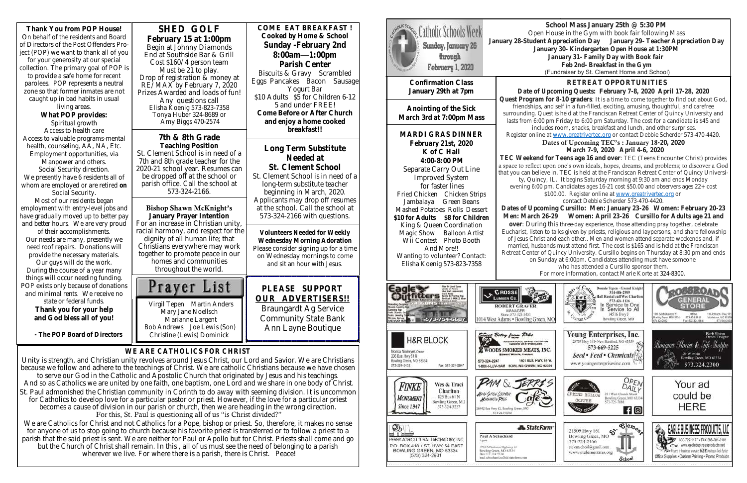**Thank You from POP House!**

On behalf of the residents and Board of Directors of the Post Offenders Project (POP) we want to thank all of you for your generosity at our special collection. The primary goal of POP is to provide a safe home for recent parolees. POP represents a neutral zone so that former inmates are not caught up in bad habits in usual living areas.

**What POP provides:**

Spiritual growth
Access to health care
Access to valuable programs-mental health, counseling, AA, NA, Etc.
Employment opportunities, via Manpower and others.
Social Security direction.

We presently have 6 residents all of whom are employed or are retired **on** Social Security.

Most of our residents began employment with entry-level jobs and have gradually moved up to better pay and better hours. We are very proud of their accomplishments.

Our needs are many, presently we need roof repairs. Donations will provide the necessary materials. Our guys will do the work. During the course of a year many things will occur needing funding. POP exists only because of donations and minimal rents. We receive no state or federal funds.

**Thank you for your help and God bless all of you!**

**- The POP Board of Directors**

## SHED GOLF

**February 15 at 1:00pm**

Begin at Johnny Diamonds
End at Southside Bar & Grill
Cost $160/4 person team
Must be 21 to play.
Drop of registration & money at RE/MAX by February 7, 2020
Prizes Awarded and loads of fun!
Any questions call
Elisha Koenig 573-823-7358
Tonya Huber 324-8689 or
Amy Biggs 470-2574

## 7th & 8th Grade Teaching Position

St. Clement School is in need of a 7th and 8th grade teacher for the 2020-21 school year. Resumes can be dropped off at the school or parish office. Call the school at 573-324-2166.

**Bishop Shawn McKnight's January Prayer Intention**

For an increase in Christian unity, racial harmony, and respect for the dignity of all human life; that Christians everywhere may work together to promote peace in our homes and communities throughout the world.

## Prayer List

Virgil Tepen  Martin Anders
Mary Jane Noellsch
Marianne Largent
Bob Andrews  Joe Lewis (Son)
Christine (Lewis) Dominick

## COME EAT BREAKFAST!

**Cooked by Home & School**
**Sunday -February 2nd**
**8:00am—1:00pm**
**Parish Center**

Biscuits & Gravy  Scrambled Eggs Pancakes  Bacon  Sausage Yogurt Bar
$10 Adults  $5 for Children 6-12
5 and under FREE!
**Come Before or After Church and enjoy a home cooked breakfast!!**

## Long Term Substitute Needed at St. Clement School

St. Clement School is in need of a long-term substitute teacher beginning in March, 2020. Applicants may drop off resumes at the school. Call the school at 573-324-2166 with questions.

**Volunteers Needed for Weekly Wednesday Morning Adoration**

Please consider signing up for a time on Wednesday mornings to come and sit an hour with Jesus.

## PLEASE SUPPORT OUR ADVERTISERS!!

Braungardt Ag Service
Community State Bank
Ann Layne Boutique

## WE ARE CATHOLICS FOR CHRIST

Unity is strength, and Christian unity revolves around Jesus Christ, our Lord and Savior. We are Christians because we follow and adhere to the teachings of Christ. We are catholic Christians because we have chosen to serve our God in the Catholic and Apostolic Church that originated by Jesus and his teachings. And so as Catholics we are united by one faith, one baptism, one Lord and we share in one body of Christ. St. Paul admonished the Christian community in Corinth to do away with seeming division. It is uncommon for Catholics to develop love for a particular pastor or priest. However, if the love for a particular priest becomes a cause of division in our parish or church, then we are heading in the wrong direction. For this, St. Paul is questioning all of us "is Christ divided?"

We are Catholics for Christ and not Catholics for a Pope, bishop or priest. So, therefore, it makes no sense for anyone of us to stop going to church because his favorite priest is transferred or to follow a priest to a parish that the said priest is sent. We are neither for Paul or Apollo but for Christ. Priests shall come and go but the Church of Christ shall remain. In this, all of us must see the need of belonging to a parish wherever we live. For where there is a parish, there is Christ. Peace!

## Catholic Schools Week

Sunday, January 26 through February 1, 2020

**School Mass January 25th @ 5:30 PM**
Open House in the Gym with book fair following Mass
**January 28-Student Appreciation Day  January 29- Teacher Appreciation Day**
**January 30- Kindergarten Open House at 1:30PM**
**January 31- Family Day with Book fair**
**Feb 2nd- Breakfast in the Gym**
(Fundraiser by St. Clement Home and School)

**Confirmation Class January 29th at 7pm**

**Anointing of the Sick March 3rd at 7:00pm Mass**

## MARDI GRAS DINNER

**February 21st, 2020**
**K of C Hall**
**4:00-8:00 PM**

Separate Carry Out Line
Improved System for faster lines
Fried Chicken  Chicken Strips
Jambalaya  Green Beans
Mashed Potatoes Rolls Dessert
**$10 for Adults  $8 for Children**
King & Queen Coordination
Magic Show  Balloon Artist
Wii Contest  Photo Booth
And More!!
Wanting to volunteer? Contact:
Elisha Koenig 573-823-7358

## RETREAT OPPORTUNITIES

**Date of Upcoming Quests: February 7-8, 2020 April 17-28, 2020**

**Quest Program for 8-10 graders**: It is a time to come together to find out about God, friendships, and self in a fun-filled, exciting, amusing, thoughtful, and carefree surrounding. Quest is held at the Franciscan Retreat Center of Quincy University and lasts from 6:00 pm Friday to 6:00 pm Saturday. The cost for a candidate is $45 and includes room, snacks, breakfast and lunch, and other surprises. Register online at www.greatrivertec.org or contact Debbie Scherder 573-470-4420.

**Dates of Upcoming TEC's : January 18-20, 2020**
**March 7-9, 2020 April 4-6, 2020**

**TEC Weekend for Teens age 16 and over**: TEC (Teens Encounter Christ) provides a space to reflect upon one's own ideals, hopes, dreams, and problems; to discover a God that you can believe in. TEC is held at the Franciscan Retreat Center of Quincy University, Quincy, IL. It begins Saturday morning at 9:30 am and ends Monday evening 6:00 pm. Candidates ages 16-21 cost $50.00 and observers ages 22+ cost $100.00. Register online at www.greatrivertec.org or contact Debbie Scherder 573-470-4420.

**Dates of Upcoming Cursillo: Men: January 23-26 Women: February 20-23**
**Men: March 26-29  Women: April 23-26  Cursillo for Adults age 21 and over**: During this three-day experience, those attending pray together, celebrate Eucharist, listen to talks given by priests, religious and laypersons, and share fellowship of Jesus Christ and each other.. Men and women attend separate weekends and, if married, husbands must attend first. The cost is $165 and is held at the Franciscan Retreat Center of Quincy University. Cursillo begins on Thursday at 8:30 pm and ends on Sunday at 6:00pm. Candidates attending must have someone who has attended a Cursillo sponsor them.
For more information, contact Marie Korte at 324-8300.

Eagle Outfitters — 573-754-6687

Crosse Lumber Co. — Robert Graver, Manager — Store: 573-324-5431 — 1014 West Adams • Bowling Green, MO

Knights of Columbus — Donnie Tepen - Grand Knight 314-486-2909 — Hall Rental call Wes Charlton 573-424-1126 — In Service to One, In Service to All — 14516 Hwy J, Bowling Green, MO

Crossroads General Store

H&R Block — Monica Niemeyer, Owner — 206 Bus. Hwy 61 N, Bowling Green, MO 63334 — 573-324-3402 — Fax: 573-324-5047

Sweet Betsy from Pike — Woods Smoked Meats, Inc. — Edward Woods, President — 573-324-2247 — 1501 BUS. HWY. 54 W. — 1-800-I-LUV-HAM — Bowling Green, MO 63334

Young Enterprises, Inc. — 25759 Hwy 161 • New Hartford, MO 63359 — 573-669-5225 — Seed • Feed • Chemicals — www.youngenterprisesinc.com

Bouquet Florist & Gift Shoppe — Barb Shinn, Owner / Designer — 120 W. Main, Bowling Green, MO 63334 — 573.324.2300

Finke Monument — Since 1947 — Wes & Traci Charlton — 825 Bus 61 N, Bowling Green, MO — 573-324-5227

Pam & Jerry's Cafe — Home Style Cooking, Homemade Pies — 16142 Bus Hwy 61, Bowling Green, MO — 573-213-5030

Spring Hollow Coffee — Open Daily — 211 West Church Street, Bowling Green, MO 63334 — 573-721-7088

Your ad could be HERE

Perry Agricultural Laboratory, Inc. — P.O. Box 418 • St. Hwy 54 East — Bowling Green, MO 63334 — (573) 324-2931

State Farm — Paul A Schuchard, Agent

St. Clement School — 21509 Hwy 161, Bowling Green, MO — 573-324-2166 — stclementmo.org — www.stclementmo.org

Eagle Business Products, LLC — 800-727-1177 • FAX 888-181-3101 — www.eaglebusinessproducts.net — Office Supplies • Custom Printing • Promo Products